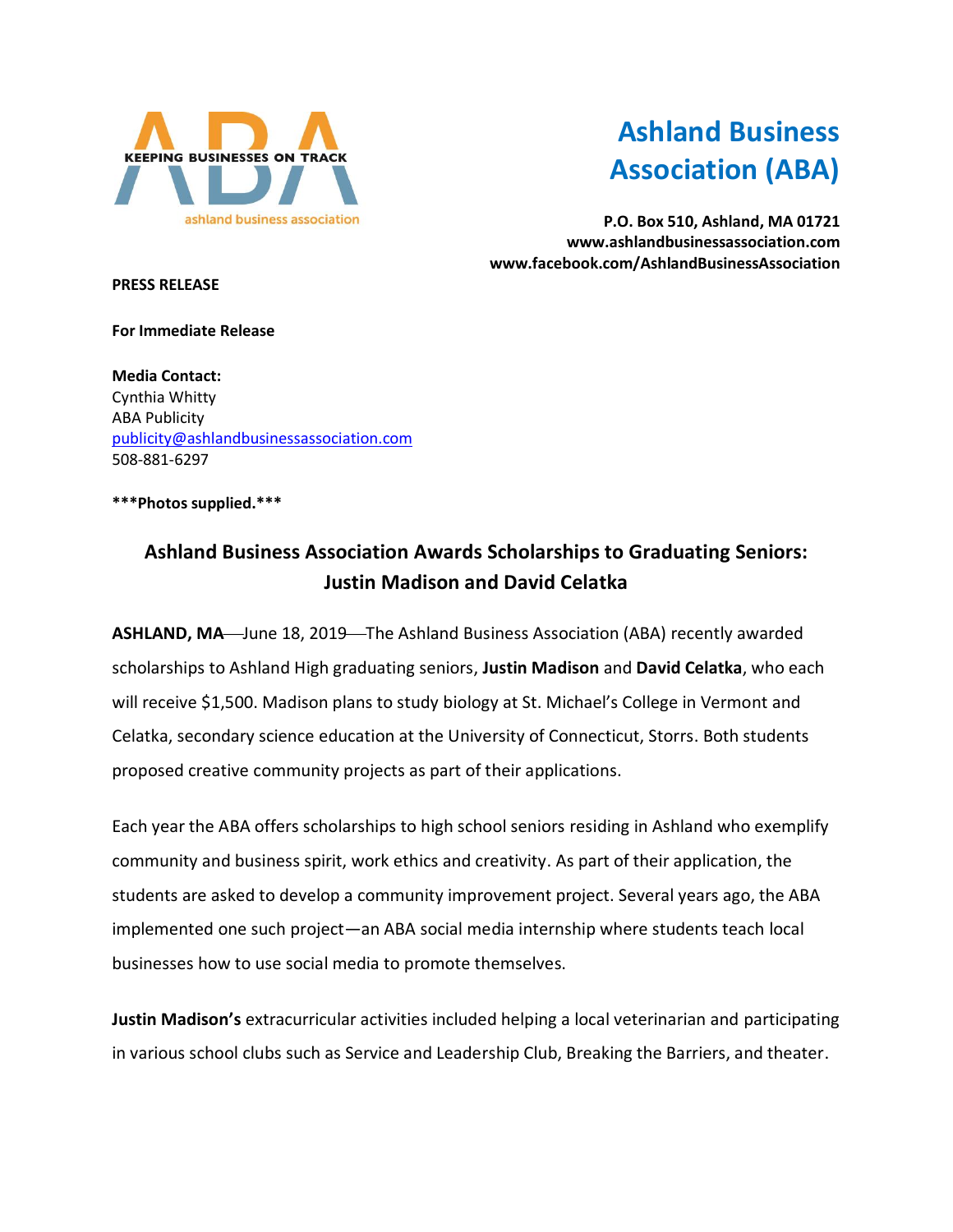KEEPING BUSINESSES ON TRACK

ashland business association

# Ashland Business Association (ABA)

**P.O. Box 510, Ashland, MA 01721**
**www.ashlandbusinessassociation.com**
**www.facebook.com/AshlandBusinessAssociation**

**PRESS RELEASE**

**For Immediate Release**

**Media Contact:**
Cynthia Whitty
ABA Publicity
publicity@ashlandbusinessassociation.com
508-881-6297

**\*\*\*Photos supplied.\*\*\***

## Ashland Business Association Awards Scholarships to Graduating Seniors: Justin Madison and David Celatka

**ASHLAND, MA**—June 18, 2019—The Ashland Business Association (ABA) recently awarded scholarships to Ashland High graduating seniors, **Justin Madison** and **David Celatka**, who each will receive $1,500. Madison plans to study biology at St. Michael's College in Vermont and Celatka, secondary science education at the University of Connecticut, Storrs. Both students proposed creative community projects as part of their applications.

Each year the ABA offers scholarships to high school seniors residing in Ashland who exemplify community and business spirit, work ethics and creativity. As part of their application, the students are asked to develop a community improvement project. Several years ago, the ABA implemented one such project—an ABA social media internship where students teach local businesses how to use social media to promote themselves.

**Justin Madison's** extracurricular activities included helping a local veterinarian and participating in various school clubs such as Service and Leadership Club, Breaking the Barriers, and theater.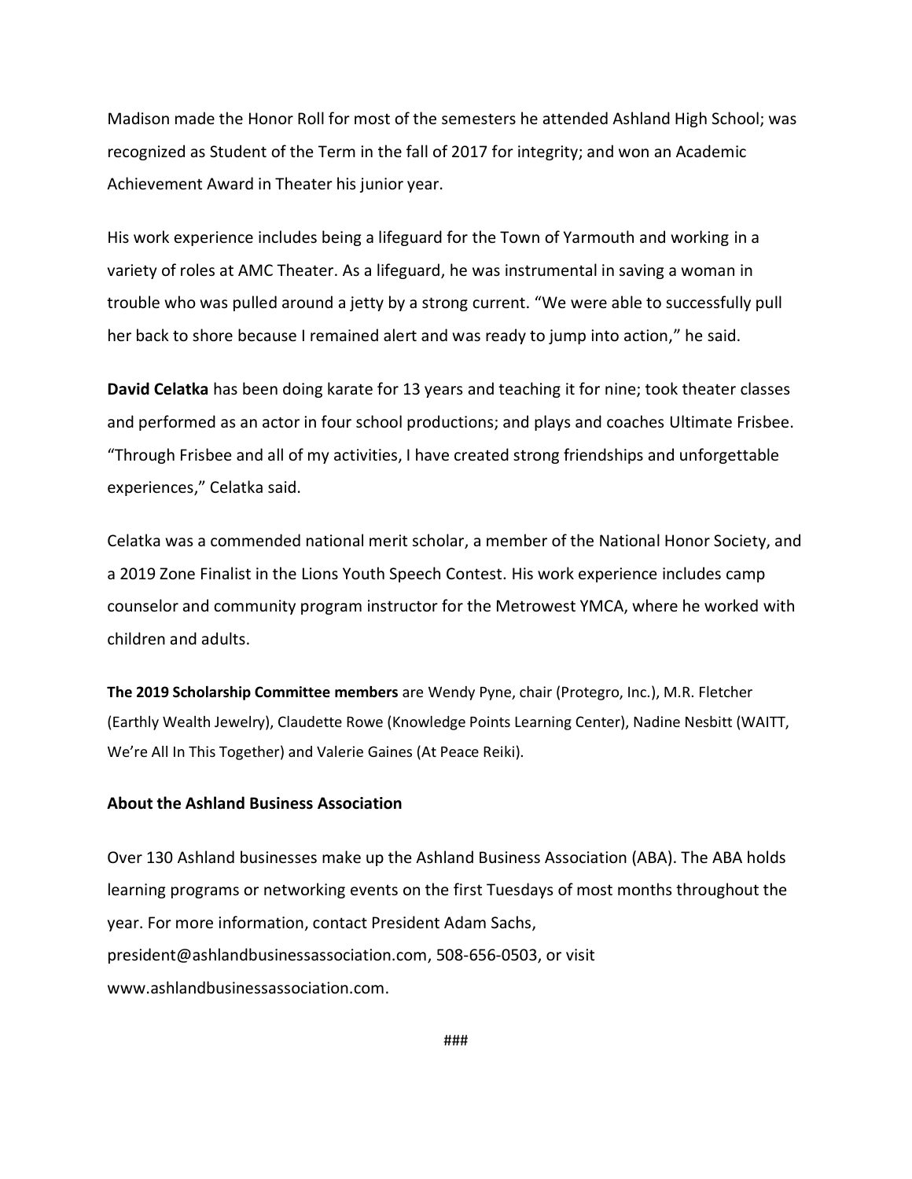Madison made the Honor Roll for most of the semesters he attended Ashland High School; was recognized as Student of the Term in the fall of 2017 for integrity; and won an Academic Achievement Award in Theater his junior year.

His work experience includes being a lifeguard for the Town of Yarmouth and working in a variety of roles at AMC Theater. As a lifeguard, he was instrumental in saving a woman in trouble who was pulled around a jetty by a strong current. "We were able to successfully pull her back to shore because I remained alert and was ready to jump into action," he said.

**David Celatka** has been doing karate for 13 years and teaching it for nine; took theater classes and performed as an actor in four school productions; and plays and coaches Ultimate Frisbee. "Through Frisbee and all of my activities, I have created strong friendships and unforgettable experiences," Celatka said.

Celatka was a commended national merit scholar, a member of the National Honor Society, and a 2019 Zone Finalist in the Lions Youth Speech Contest. His work experience includes camp counselor and community program instructor for the Metrowest YMCA, where he worked with children and adults.

**The 2019 Scholarship Committee members** are Wendy Pyne, chair (Protegro, Inc.), M.R. Fletcher (Earthly Wealth Jewelry), Claudette Rowe (Knowledge Points Learning Center), Nadine Nesbitt (WAITT, We're All In This Together) and Valerie Gaines (At Peace Reiki).

**About the Ashland Business Association**

Over 130 Ashland businesses make up the Ashland Business Association (ABA). The ABA holds learning programs or networking events on the first Tuesdays of most months throughout the year. For more information, contact President Adam Sachs, president@ashlandbusinessassociation.com, 508-656-0503, or visit www.ashlandbusinessassociation.com.

###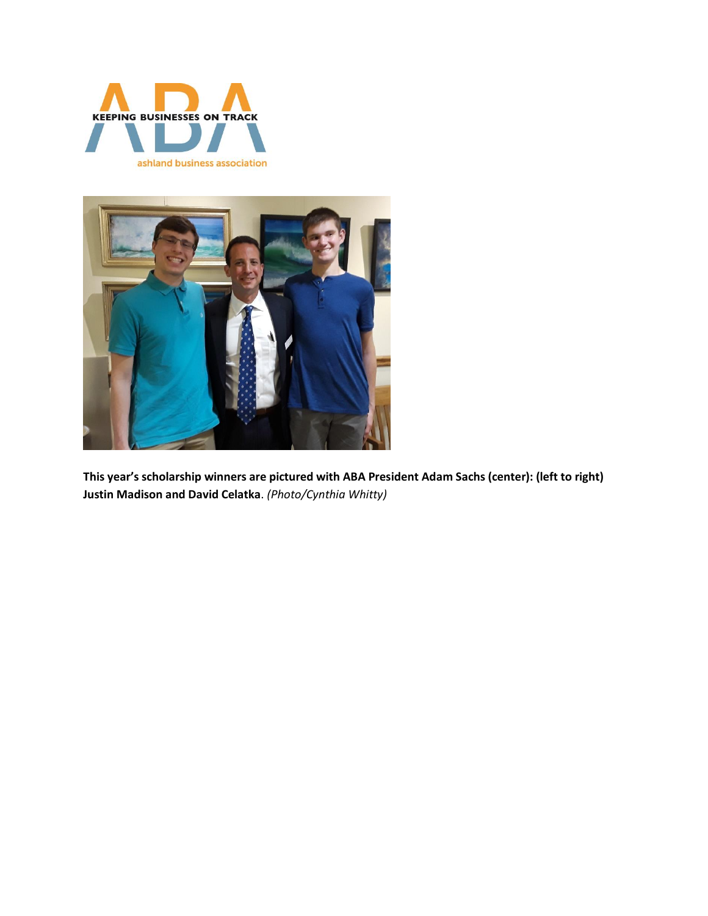**This year's scholarship winners are pictured with ABA President Adam Sachs (center): (left to right) Justin Madison and David Celatka**. *(Photo/Cynthia Whitty)*